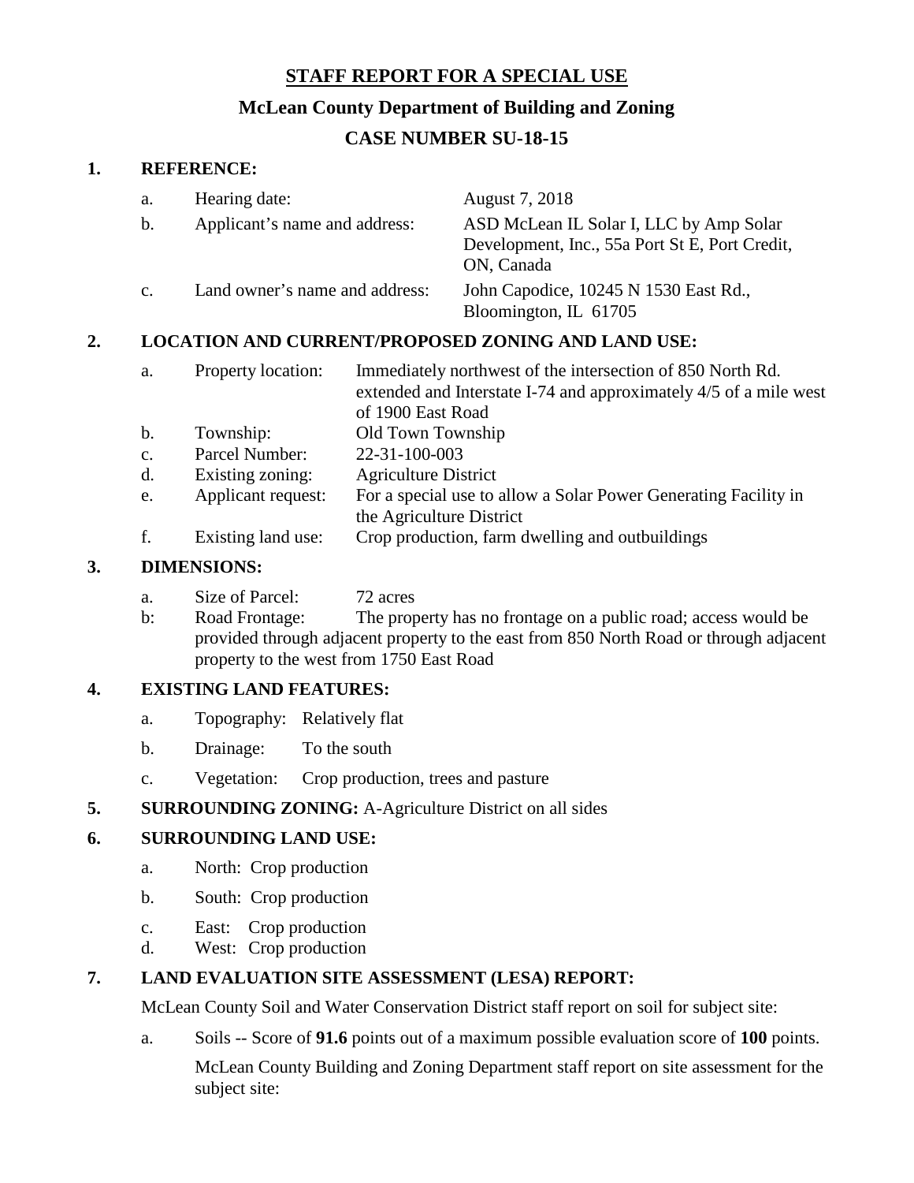# STAFF REPORT FOR A SPECIAL USE

## McLean County Department of Building and Zoning

## CASE NUMBER SU-18-15

**1. REFERENCE:**

a. Hearing date: August 7, 2018

b. Applicant's name and address: ASD McLean IL Solar I, LLC by Amp Solar Development, Inc., 55a Port St E, Port Credit, ON, Canada

c. Land owner's name and address: John Capodice, 10245 N 1530 East Rd., Bloomington, IL 61705

**2. LOCATION AND CURRENT/PROPOSED ZONING AND LAND USE:**

a. Property location: Immediately northwest of the intersection of 850 North Rd. extended and Interstate I-74 and approximately 4/5 of a mile west of 1900 East Road

b. Township: Old Town Township

c. Parcel Number: 22-31-100-003

d. Existing zoning: Agriculture District

e. Applicant request: For a special use to allow a Solar Power Generating Facility in the Agriculture District

f. Existing land use: Crop production, farm dwelling and outbuildings

**3. DIMENSIONS:**

a. Size of Parcel: 72 acres

b: Road Frontage: The property has no frontage on a public road; access would be provided through adjacent property to the east from 850 North Road or through adjacent property to the west from 1750 East Road

**4. EXISTING LAND FEATURES:**

a. Topography: Relatively flat

b. Drainage: To the south

c. Vegetation: Crop production, trees and pasture

**5. SURROUNDING ZONING:** A-Agriculture District on all sides

**6. SURROUNDING LAND USE:**

a. North: Crop production

b. South: Crop production

c. East: Crop production

d. West: Crop production

**7. LAND EVALUATION SITE ASSESSMENT (LESA) REPORT:**

McLean County Soil and Water Conservation District staff report on soil for subject site:

a. Soils -- Score of **91.6** points out of a maximum possible evaluation score of **100** points.

McLean County Building and Zoning Department staff report on site assessment for the subject site: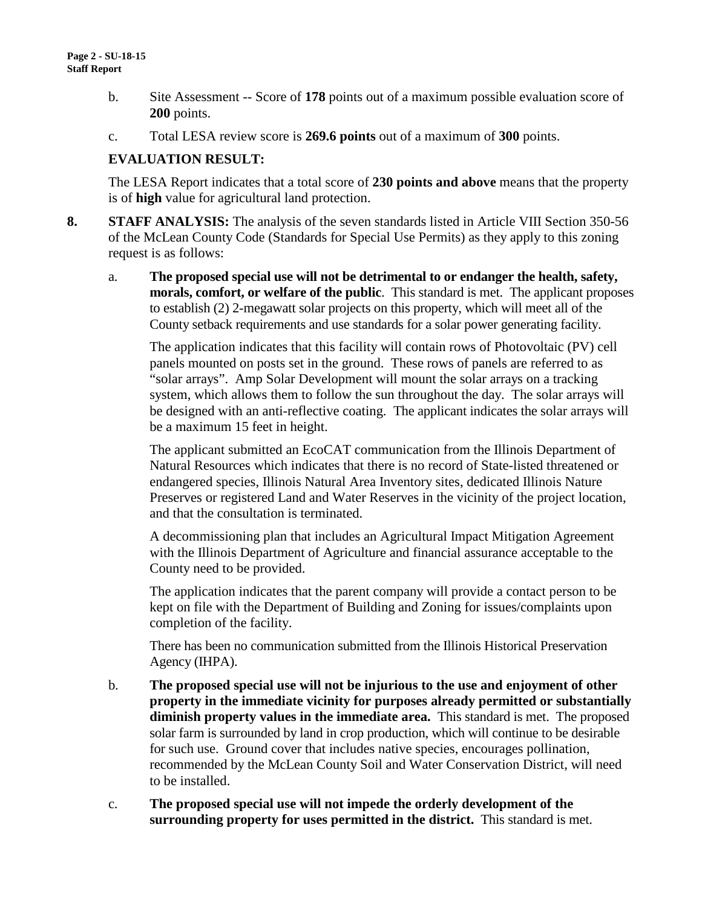b. Site Assessment -- Score of **178** points out of a maximum possible evaluation score of **200** points.

c. Total LESA review score is **269.6 points** out of a maximum of **300** points.

**EVALUATION RESULT:**

The LESA Report indicates that a total score of **230 points and above** means that the property is of **high** value for agricultural land protection.

**8. STAFF ANALYSIS:** The analysis of the seven standards listed in Article VIII Section 350-56 of the McLean County Code (Standards for Special Use Permits) as they apply to this zoning request is as follows:

a. **The proposed special use will not be detrimental to or endanger the health, safety, morals, comfort, or welfare of the public**. This standard is met. The applicant proposes to establish (2) 2-megawatt solar projects on this property, which will meet all of the County setback requirements and use standards for a solar power generating facility.

The application indicates that this facility will contain rows of Photovoltaic (PV) cell panels mounted on posts set in the ground. These rows of panels are referred to as "solar arrays". Amp Solar Development will mount the solar arrays on a tracking system, which allows them to follow the sun throughout the day. The solar arrays will be designed with an anti-reflective coating. The applicant indicates the solar arrays will be a maximum 15 feet in height.

The applicant submitted an EcoCAT communication from the Illinois Department of Natural Resources which indicates that there is no record of State-listed threatened or endangered species, Illinois Natural Area Inventory sites, dedicated Illinois Nature Preserves or registered Land and Water Reserves in the vicinity of the project location, and that the consultation is terminated.

A decommissioning plan that includes an Agricultural Impact Mitigation Agreement with the Illinois Department of Agriculture and financial assurance acceptable to the County need to be provided.

The application indicates that the parent company will provide a contact person to be kept on file with the Department of Building and Zoning for issues/complaints upon completion of the facility.

There has been no communication submitted from the Illinois Historical Preservation Agency (IHPA).

b. **The proposed special use will not be injurious to the use and enjoyment of other property in the immediate vicinity for purposes already permitted or substantially diminish property values in the immediate area.** This standard is met. The proposed solar farm is surrounded by land in crop production, which will continue to be desirable for such use. Ground cover that includes native species, encourages pollination, recommended by the McLean County Soil and Water Conservation District, will need to be installed.

c. **The proposed special use will not impede the orderly development of the surrounding property for uses permitted in the district.** This standard is met.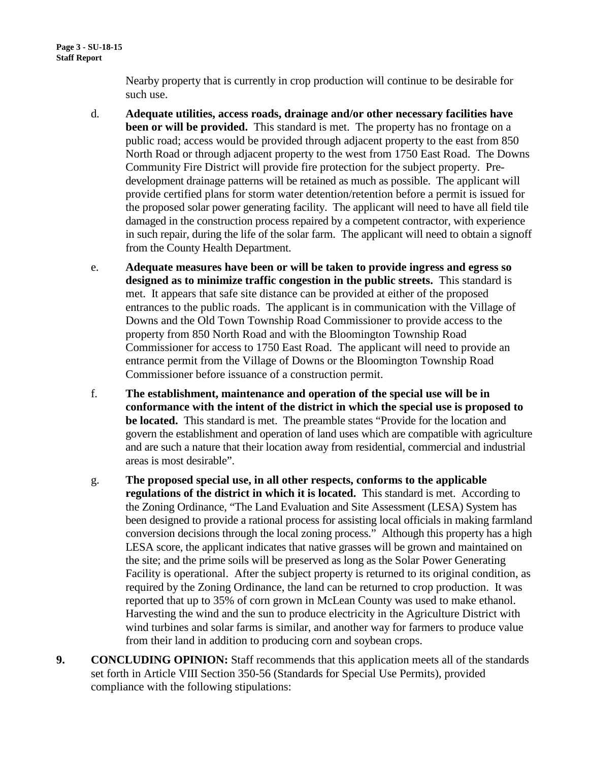Nearby property that is currently in crop production will continue to be desirable for such use.

d. **Adequate utilities, access roads, drainage and/or other necessary facilities have been or will be provided.** This standard is met. The property has no frontage on a public road; access would be provided through adjacent property to the east from 850 North Road or through adjacent property to the west from 1750 East Road. The Downs Community Fire District will provide fire protection for the subject property. Pre-development drainage patterns will be retained as much as possible. The applicant will provide certified plans for storm water detention/retention before a permit is issued for the proposed solar power generating facility. The applicant will need to have all field tile damaged in the construction process repaired by a competent contractor, with experience in such repair, during the life of the solar farm. The applicant will need to obtain a signoff from the County Health Department.

e. **Adequate measures have been or will be taken to provide ingress and egress so designed as to minimize traffic congestion in the public streets.** This standard is met. It appears that safe site distance can be provided at either of the proposed entrances to the public roads. The applicant is in communication with the Village of Downs and the Old Town Township Road Commissioner to provide access to the property from 850 North Road and with the Bloomington Township Road Commissioner for access to 1750 East Road. The applicant will need to provide an entrance permit from the Village of Downs or the Bloomington Township Road Commissioner before issuance of a construction permit.

f. **The establishment, maintenance and operation of the special use will be in conformance with the intent of the district in which the special use is proposed to be located.** This standard is met. The preamble states "Provide for the location and govern the establishment and operation of land uses which are compatible with agriculture and are such a nature that their location away from residential, commercial and industrial areas is most desirable".

g. **The proposed special use, in all other respects, conforms to the applicable regulations of the district in which it is located.** This standard is met. According to the Zoning Ordinance, "The Land Evaluation and Site Assessment (LESA) System has been designed to provide a rational process for assisting local officials in making farmland conversion decisions through the local zoning process." Although this property has a high LESA score, the applicant indicates that native grasses will be grown and maintained on the site; and the prime soils will be preserved as long as the Solar Power Generating Facility is operational. After the subject property is returned to its original condition, as required by the Zoning Ordinance, the land can be returned to crop production. It was reported that up to 35% of corn grown in McLean County was used to make ethanol. Harvesting the wind and the sun to produce electricity in the Agriculture District with wind turbines and solar farms is similar, and another way for farmers to produce value from their land in addition to producing corn and soybean crops.

**9. CONCLUDING OPINION:** Staff recommends that this application meets all of the standards set forth in Article VIII Section 350-56 (Standards for Special Use Permits), provided compliance with the following stipulations: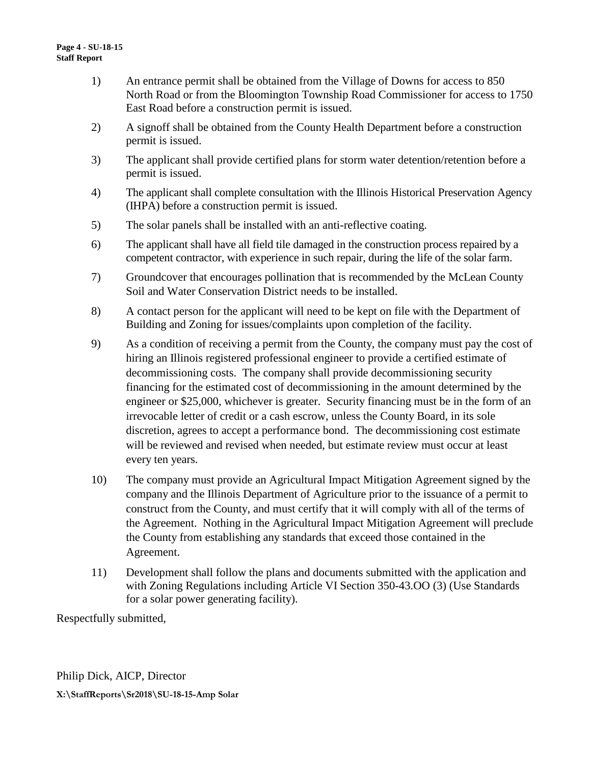1) An entrance permit shall be obtained from the Village of Downs for access to 850 North Road or from the Bloomington Township Road Commissioner for access to 1750 East Road before a construction permit is issued.

2) A signoff shall be obtained from the County Health Department before a construction permit is issued.

3) The applicant shall provide certified plans for storm water detention/retention before a permit is issued.

4) The applicant shall complete consultation with the Illinois Historical Preservation Agency (IHPA) before a construction permit is issued.

5) The solar panels shall be installed with an anti-reflective coating.

6) The applicant shall have all field tile damaged in the construction process repaired by a competent contractor, with experience in such repair, during the life of the solar farm.

7) Groundcover that encourages pollination that is recommended by the McLean County Soil and Water Conservation District needs to be installed.

8) A contact person for the applicant will need to be kept on file with the Department of Building and Zoning for issues/complaints upon completion of the facility.

9) As a condition of receiving a permit from the County, the company must pay the cost of hiring an Illinois registered professional engineer to provide a certified estimate of decommissioning costs. The company shall provide decommissioning security financing for the estimated cost of decommissioning in the amount determined by the engineer or $25,000, whichever is greater. Security financing must be in the form of an irrevocable letter of credit or a cash escrow, unless the County Board, in its sole discretion, agrees to accept a performance bond. The decommissioning cost estimate will be reviewed and revised when needed, but estimate review must occur at least every ten years.

10) The company must provide an Agricultural Impact Mitigation Agreement signed by the company and the Illinois Department of Agriculture prior to the issuance of a permit to construct from the County, and must certify that it will comply with all of the terms of the Agreement. Nothing in the Agricultural Impact Mitigation Agreement will preclude the County from establishing any standards that exceed those contained in the Agreement.

11) Development shall follow the plans and documents submitted with the application and with Zoning Regulations including Article VI Section 350-43.OO (3) (Use Standards for a solar power generating facility).

Respectfully submitted,

Philip Dick, AICP, Director

**X:\StaffReports\Sr2018\SU-18-15-Amp Solar**